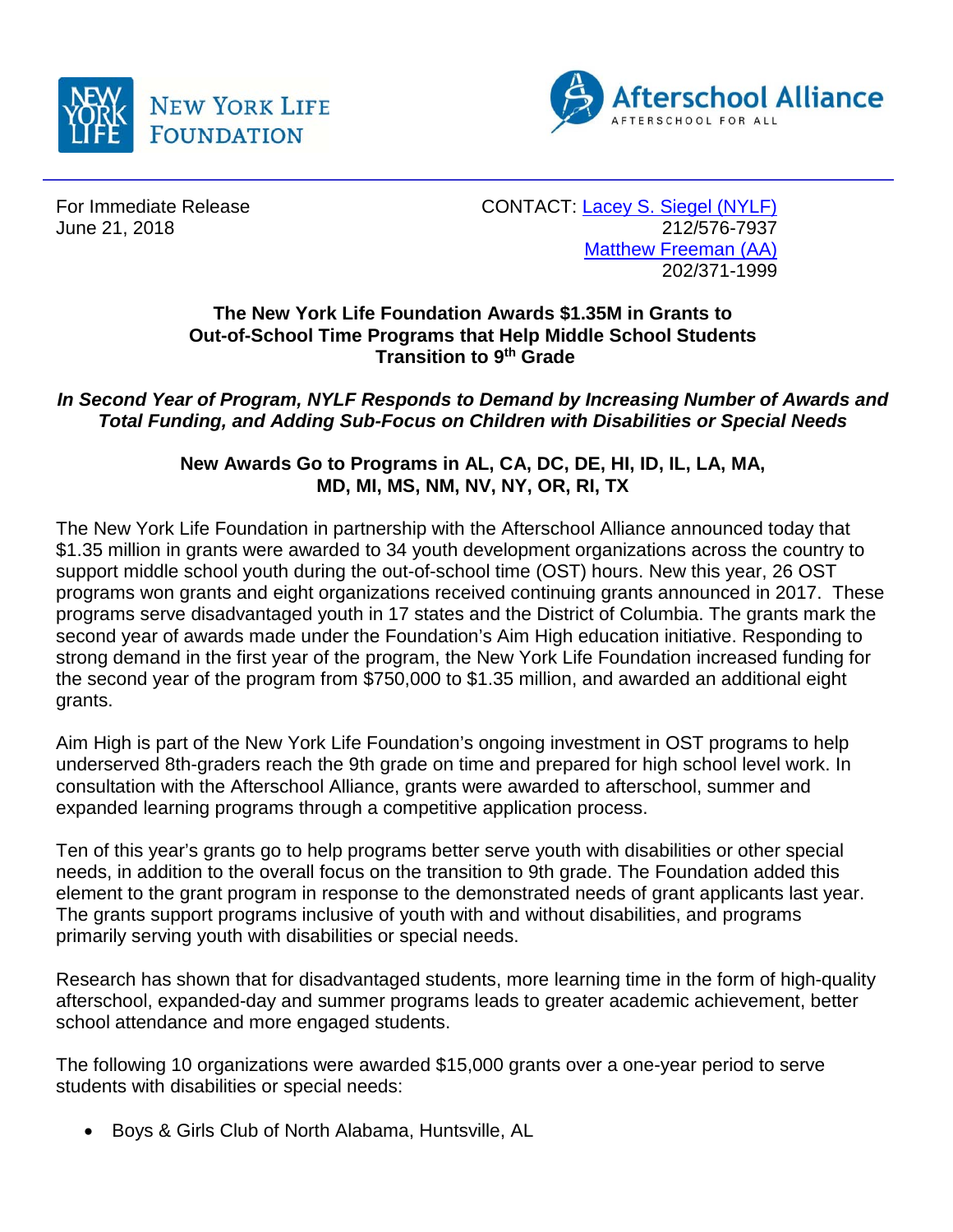NEW YORK LIFE FOUNDATION

Afterschool Alliance
AFTERSCHOOL FOR ALL

For Immediate Release
June 21, 2018

CONTACT: Lacey S. Siegel (NYLF)
212/576-7937
Matthew Freeman (AA)
202/371-1999

**The New York Life Foundation Awards $1.35M in Grants to Out-of-School Time Programs that Help Middle School Students Transition to 9th Grade**

***In Second Year of Program, NYLF Responds to Demand by Increasing Number of Awards and Total Funding, and Adding Sub-Focus on Children with Disabilities or Special Needs***

**New Awards Go to Programs in AL, CA, DC, DE, HI, ID, IL, LA, MA, MD, MI, MS, NM, NV, NY, OR, RI, TX**

The New York Life Foundation in partnership with the Afterschool Alliance announced today that $1.35 million in grants were awarded to 34 youth development organizations across the country to support middle school youth during the out-of-school time (OST) hours. New this year, 26 OST programs won grants and eight organizations received continuing grants announced in 2017. These programs serve disadvantaged youth in 17 states and the District of Columbia. The grants mark the second year of awards made under the Foundation's Aim High education initiative. Responding to strong demand in the first year of the program, the New York Life Foundation increased funding for the second year of the program from $750,000 to $1.35 million, and awarded an additional eight grants.

Aim High is part of the New York Life Foundation's ongoing investment in OST programs to help underserved 8th-graders reach the 9th grade on time and prepared for high school level work. In consultation with the Afterschool Alliance, grants were awarded to afterschool, summer and expanded learning programs through a competitive application process.

Ten of this year's grants go to help programs better serve youth with disabilities or other special needs, in addition to the overall focus on the transition to 9th grade. The Foundation added this element to the grant program in response to the demonstrated needs of grant applicants last year. The grants support programs inclusive of youth with and without disabilities, and programs primarily serving youth with disabilities or special needs.

Research has shown that for disadvantaged students, more learning time in the form of high-quality afterschool, expanded-day and summer programs leads to greater academic achievement, better school attendance and more engaged students.

The following 10 organizations were awarded $15,000 grants over a one-year period to serve students with disabilities or special needs:

- Boys & Girls Club of North Alabama, Huntsville, AL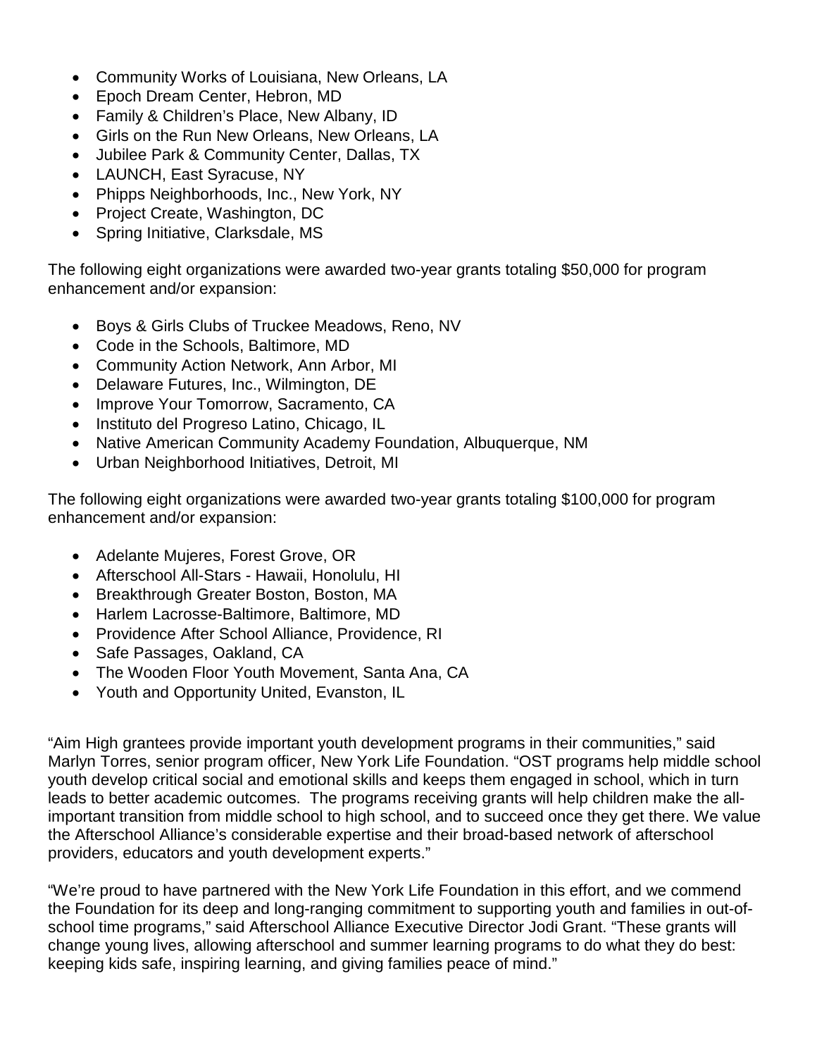- Community Works of Louisiana, New Orleans, LA
- Epoch Dream Center, Hebron, MD
- Family & Children's Place, New Albany, ID
- Girls on the Run New Orleans, New Orleans, LA
- Jubilee Park & Community Center, Dallas, TX
- LAUNCH, East Syracuse, NY
- Phipps Neighborhoods, Inc., New York, NY
- Project Create, Washington, DC
- Spring Initiative, Clarksdale, MS

The following eight organizations were awarded two-year grants totaling $50,000 for program enhancement and/or expansion:

- Boys & Girls Clubs of Truckee Meadows, Reno, NV
- Code in the Schools, Baltimore, MD
- Community Action Network, Ann Arbor, MI
- Delaware Futures, Inc., Wilmington, DE
- Improve Your Tomorrow, Sacramento, CA
- Instituto del Progreso Latino, Chicago, IL
- Native American Community Academy Foundation, Albuquerque, NM
- Urban Neighborhood Initiatives, Detroit, MI

The following eight organizations were awarded two-year grants totaling $100,000 for program enhancement and/or expansion:

- Adelante Mujeres, Forest Grove, OR
- Afterschool All-Stars - Hawaii, Honolulu, HI
- Breakthrough Greater Boston, Boston, MA
- Harlem Lacrosse-Baltimore, Baltimore, MD
- Providence After School Alliance, Providence, RI
- Safe Passages, Oakland, CA
- The Wooden Floor Youth Movement, Santa Ana, CA
- Youth and Opportunity United, Evanston, IL

"Aim High grantees provide important youth development programs in their communities," said Marlyn Torres, senior program officer, New York Life Foundation. "OST programs help middle school youth develop critical social and emotional skills and keeps them engaged in school, which in turn leads to better academic outcomes. The programs receiving grants will help children make the all-important transition from middle school to high school, and to succeed once they get there. We value the Afterschool Alliance's considerable expertise and their broad-based network of afterschool providers, educators and youth development experts."

"We're proud to have partnered with the New York Life Foundation in this effort, and we commend the Foundation for its deep and long-ranging commitment to supporting youth and families in out-of-school time programs," said Afterschool Alliance Executive Director Jodi Grant. "These grants will change young lives, allowing afterschool and summer learning programs to do what they do best: keeping kids safe, inspiring learning, and giving families peace of mind."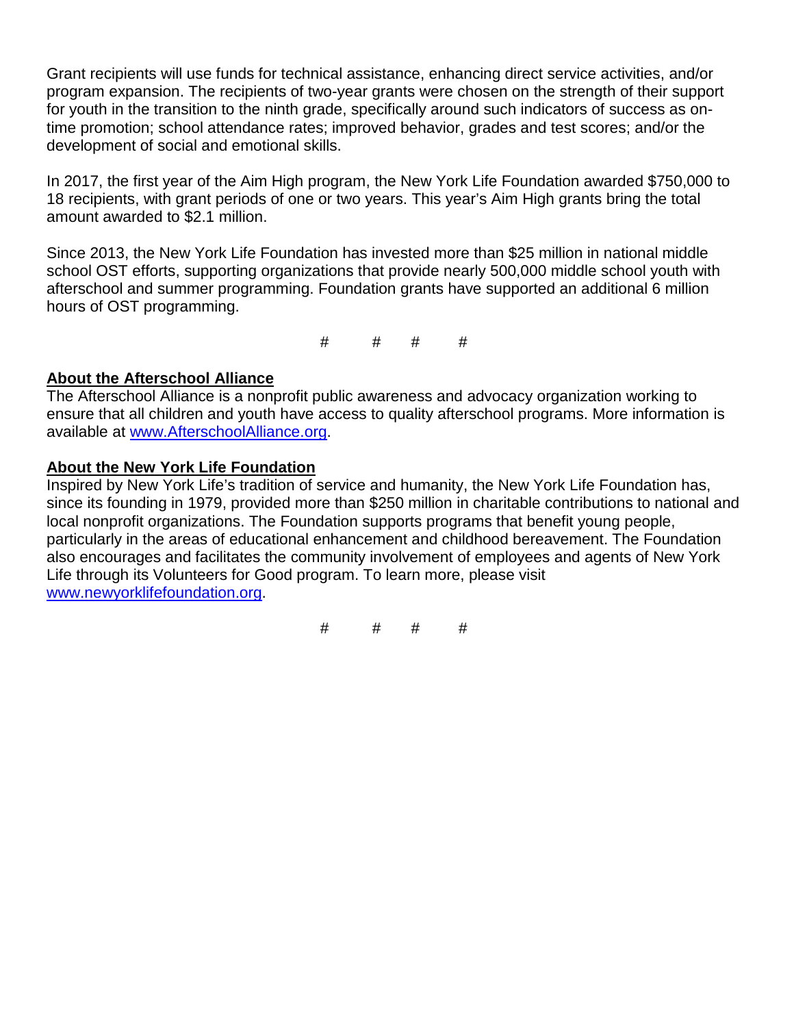Grant recipients will use funds for technical assistance, enhancing direct service activities, and/or program expansion. The recipients of two-year grants were chosen on the strength of their support for youth in the transition to the ninth grade, specifically around such indicators of success as on-time promotion; school attendance rates; improved behavior, grades and test scores; and/or the development of social and emotional skills.

In 2017, the first year of the Aim High program, the New York Life Foundation awarded $750,000 to 18 recipients, with grant periods of one or two years. This year's Aim High grants bring the total amount awarded to $2.1 million.

Since 2013, the New York Life Foundation has invested more than $25 million in national middle school OST efforts, supporting organizations that provide nearly 500,000 middle school youth with afterschool and summer programming. Foundation grants have supported an additional 6 million hours of OST programming.

# # # #

**About the Afterschool Alliance**

The Afterschool Alliance is a nonprofit public awareness and advocacy organization working to ensure that all children and youth have access to quality afterschool programs. More information is available at [www.AfterschoolAlliance.org](http://www.AfterschoolAlliance.org).

**About the New York Life Foundation**

Inspired by New York Life's tradition of service and humanity, the New York Life Foundation has, since its founding in 1979, provided more than $250 million in charitable contributions to national and local nonprofit organizations. The Foundation supports programs that benefit young people, particularly in the areas of educational enhancement and childhood bereavement. The Foundation also encourages and facilitates the community involvement of employees and agents of New York Life through its Volunteers for Good program. To learn more, please visit [www.newyorklifefoundation.org](http://www.newyorklifefoundation.org).

# # # #